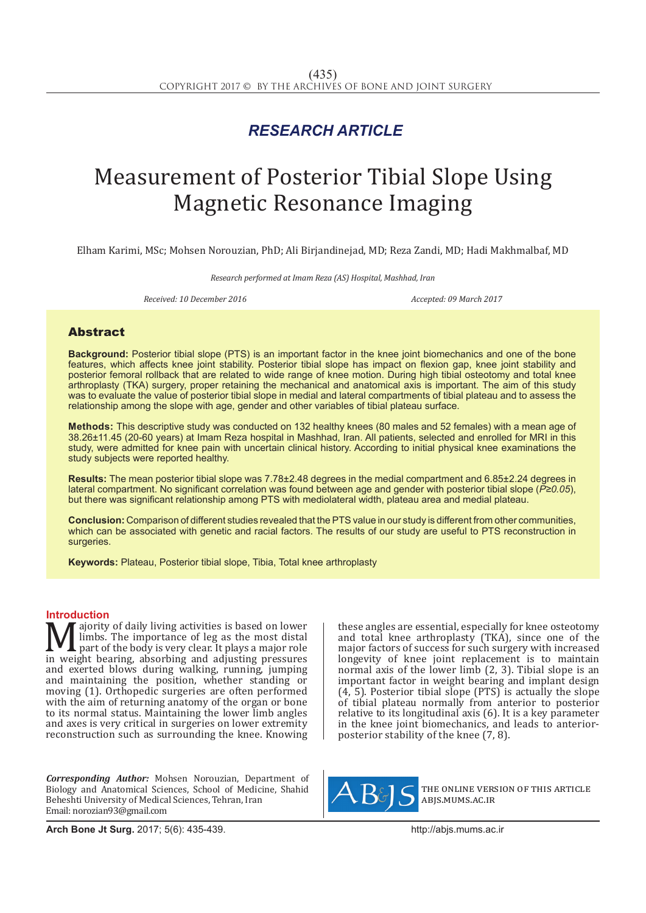*RESEARCH ARTICLE*

# Measurement of Posterior Tibial Slope Using Magnetic Resonance Imaging

Elham Karimi, MSc; Mohsen Norouzian, PhD; Ali Birjandinejad, MD; Reza Zandi, MD; Hadi Makhmalbaf, MD

*Research performed at Imam Reza (AS) Hospital, Mashhad, Iran*

*Received: 10 December 2016* *Accepted: 09 March 2017*

## Abstract

**Background:** Posterior tibial slope (PTS) is an important factor in the knee joint biomechanics and one of the bone features, which affects knee joint stability. Posterior tibial slope has impact on flexion gap, knee joint stability and posterior femoral rollback that are related to wide range of knee motion. During high tibial osteotomy and total knee arthroplasty (TKA) surgery, proper retaining the mechanical and anatomical axis is important. The aim of this study was to evaluate the value of posterior tibial slope in medial and lateral compartments of tibial plateau and to assess the relationship among the slope with age, gender and other variables of tibial plateau surface.

**Methods:** This descriptive study was conducted on 132 healthy knees (80 males and 52 females) with a mean age of 38.26±11.45 (20-60 years) at Imam Reza hospital in Mashhad, Iran. All patients, selected and enrolled for MRI in this study, were admitted for knee pain with uncertain clinical history. According to initial physical knee examinations the study subjects were reported healthy.

**Results:** The mean posterior tibial slope was 7.78±2.48 degrees in the medial compartment and 6.85±2.24 degrees in lateral compartment. No significant correlation was found between age and gender with posterior tibial slope (*P≥0.05*), but there was significant relationship among PTS with mediolateral width, plateau area and medial plateau.

**Conclusion:** Comparison of different studies revealed that the PTS value in our study is different from other communities, which can be associated with genetic and racial factors. The results of our study are useful to PTS reconstruction in surgeries.

**Keywords:** Plateau, Posterior tibial slope, Tibia, Total knee arthroplasty

## Introduction

Majority of daily living activities is based on lower limbs. The importance of leg as the most distal part of the body is very clear. It plays a major role in weight bearing, absorbing and adjusting pressures and exerted blows during walking, running, jumping and maintaining the position, whether standing or moving (1). Orthopedic surgeries are often performed with the aim of returning anatomy of the organ or bone to its normal status. Maintaining the lower limb angles and axes is very critical in surgeries on lower extremity reconstruction such as surrounding the knee. Knowing these angles are essential, especially for knee osteotomy and total knee arthroplasty (TKA), since one of the major factors of success for such surgery with increased longevity of knee joint replacement is to maintain normal axis of the lower limb (2, 3). Tibial slope is an important factor in weight bearing and implant design (4, 5). Posterior tibial slope (PTS) is actually the slope of tibial plateau normally from anterior to posterior relative to its longitudinal axis (6). It is a key parameter in the knee joint biomechanics, and leads to anterior-posterior stability of the knee (7, 8).

***Corresponding Author:*** Mohsen Norouzian, Department of Biology and Anatomical Sciences, School of Medicine, Shahid Beheshti University of Medical Sciences, Tehran, Iran
Email: norozian93@gmail.com

THE ONLINE VERSION OF THIS ARTICLE
ABJS.MUMS.AC.IR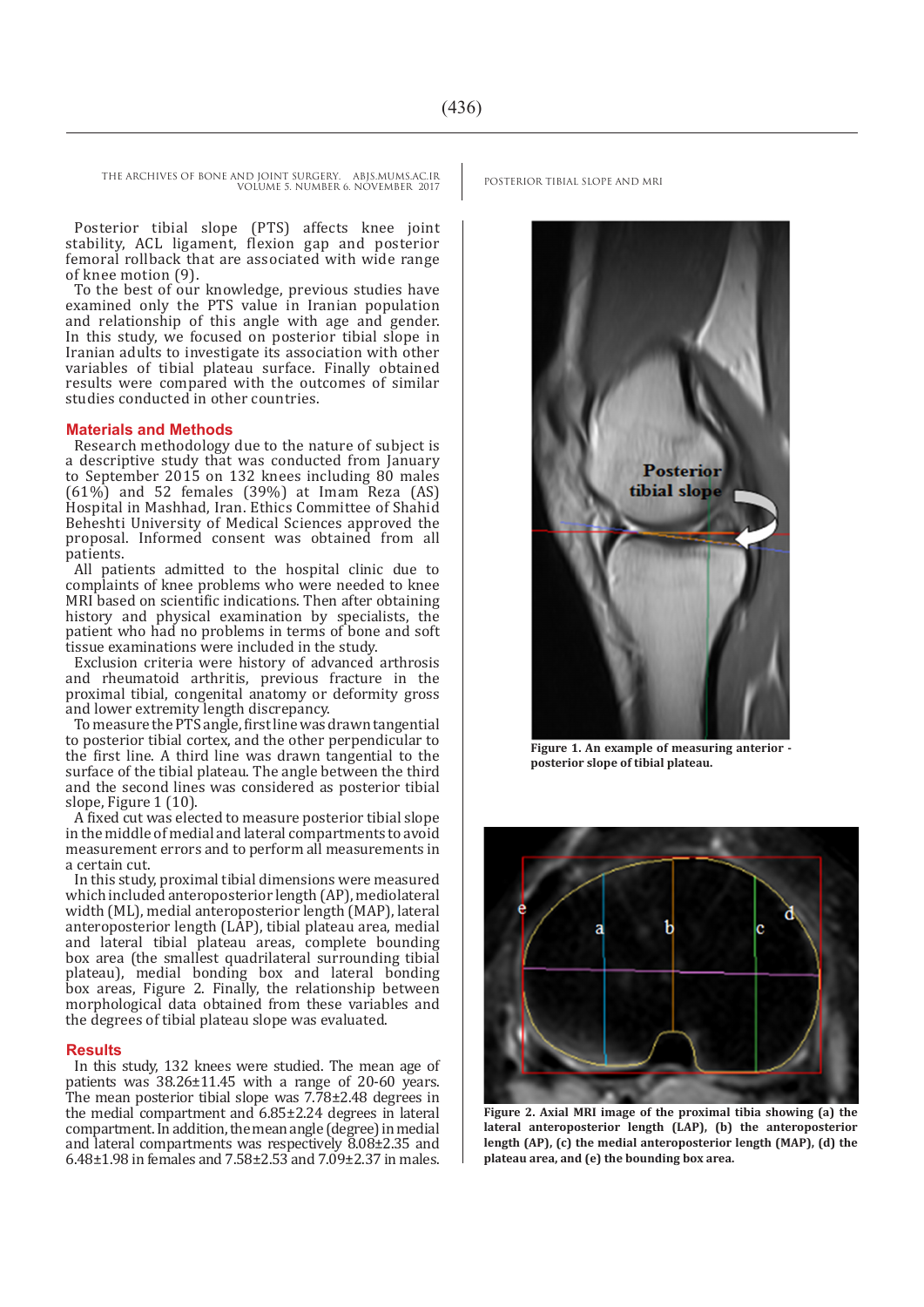Posterior tibial slope (PTS) affects knee joint stability, ACL ligament, flexion gap and posterior femoral rollback that are associated with wide range of knee motion (9).

To the best of our knowledge, previous studies have examined only the PTS value in Iranian population and relationship of this angle with age and gender. In this study, we focused on posterior tibial slope in Iranian adults to investigate its association with other variables of tibial plateau surface. Finally obtained results were compared with the outcomes of similar studies conducted in other countries.

## Materials and Methods

Research methodology due to the nature of subject is a descriptive study that was conducted from January to September 2015 on 132 knees including 80 males (61%) and 52 females (39%) at Imam Reza (AS) Hospital in Mashhad, Iran. Ethics Committee of Shahid Beheshti University of Medical Sciences approved the proposal. Informed consent was obtained from all patients.

All patients admitted to the hospital clinic due to complaints of knee problems who were needed to knee MRI based on scientific indications. Then after obtaining history and physical examination by specialists, the patient who had no problems in terms of bone and soft tissue examinations were included in the study.

Exclusion criteria were history of advanced arthrosis and rheumatoid arthritis, previous fracture in the proximal tibial, congenital anatomy or deformity gross and lower extremity length discrepancy.

To measure the PTS angle, first line was drawn tangential to posterior tibial cortex, and the other perpendicular to the first line. A third line was drawn tangential to the surface of the tibial plateau. The angle between the third and the second lines was considered as posterior tibial slope, Figure 1 (10).

A fixed cut was elected to measure posterior tibial slope in the middle of medial and lateral compartments to avoid measurement errors and to perform all measurements in a certain cut.

In this study, proximal tibial dimensions were measured which included anteroposterior length (AP), mediolateral width (ML), medial anteroposterior length (MAP), lateral anteroposterior length (LAP), tibial plateau area, medial and lateral tibial plateau areas, complete bounding box area (the smallest quadrilateral surrounding tibial plateau), medial bonding box and lateral bonding box areas, Figure 2. Finally, the relationship between morphological data obtained from these variables and the degrees of tibial plateau slope was evaluated.

## Results

In this study, 132 knees were studied. The mean age of patients was 38.26±11.45 with a range of 20-60 years. The mean posterior tibial slope was 7.78±2.48 degrees in the medial compartment and 6.85±2.24 degrees in lateral compartment. In addition, the mean angle (degree) in medial and lateral compartments was respectively 8.08±2.35 and 6.48±1.98 in females and 7.58±2.53 and 7.09±2.37 in males.

**Figure 1. An example of measuring anterior - posterior slope of tibial plateau.**

**Figure 2. Axial MRI image of the proximal tibia showing (a) the lateral anteroposterior length (LAP), (b) the anteroposterior length (AP), (c) the medial anteroposterior length (MAP), (d) the plateau area, and (e) the bounding box area.**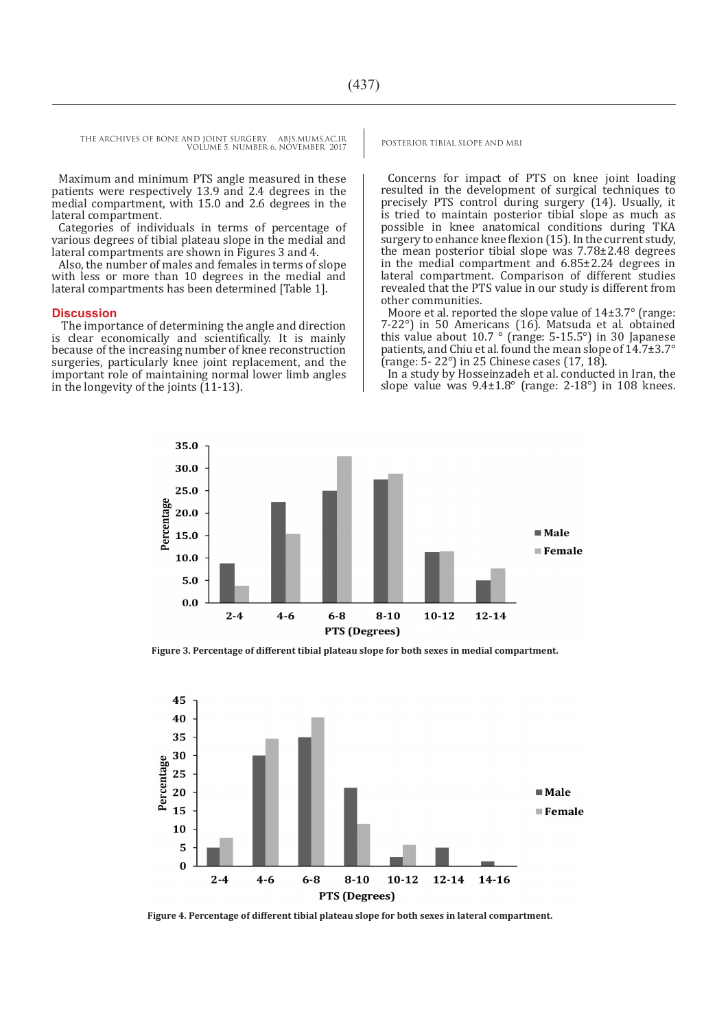Maximum and minimum PTS angle measured in these patients were respectively 13.9 and 2.4 degrees in the medial compartment, with 15.0 and 2.6 degrees in the lateral compartment.

Categories of individuals in terms of percentage of various degrees of tibial plateau slope in the medial and lateral compartments are shown in Figures 3 and 4.

Also, the number of males and females in terms of slope with less or more than 10 degrees in the medial and lateral compartments has been determined [Table 1].

## Discussion

The importance of determining the angle and direction is clear economically and scientifically. It is mainly because of the increasing number of knee reconstruction surgeries, particularly knee joint replacement, and the important role of maintaining normal lower limb angles in the longevity of the joints (11-13).

Concerns for impact of PTS on knee joint loading resulted in the development of surgical techniques to precisely PTS control during surgery (14). Usually, it is tried to maintain posterior tibial slope as much as possible in knee anatomical conditions during TKA surgery to enhance knee flexion (15). In the current study, the mean posterior tibial slope was 7.78±2.48 degrees in the medial compartment and 6.85±2.24 degrees in lateral compartment. Comparison of different studies revealed that the PTS value in our study is different from other communities.

Moore et al. reported the slope value of 14±3.7° (range: 7-22°) in 50 Americans (16). Matsuda et al. obtained this value about 10.7 ° (range: 5-15.5°) in 30 Japanese patients, and Chiu et al. found the mean slope of 14.7±3.7° (range: 5- 22°) in 25 Chinese cases (17, 18).

In a study by Hosseinzadeh et al. conducted in Iran, the slope value was 9.4±1.8° (range: 2-18°) in 108 knees.

**Figure 3. Percentage of different tibial plateau slope for both sexes in medial compartment.**

**Figure 4. Percentage of different tibial plateau slope for both sexes in lateral compartment.**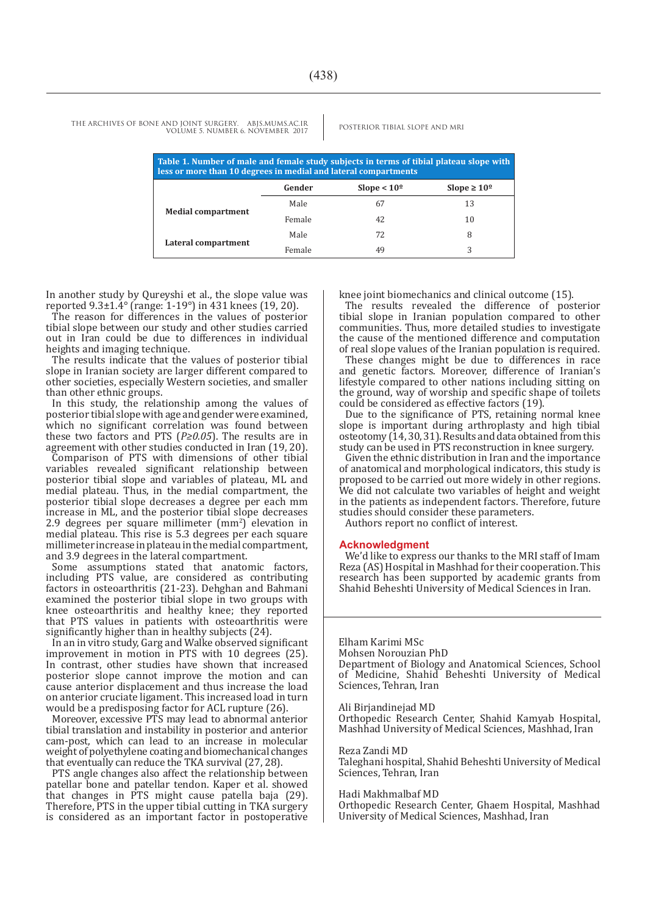**Table 1. Number of male and female study subjects in terms of tibial plateau slope with less or more than 10 degrees in medial and lateral compartments**

| | Gender | Slope < 10º | Slope ≥ 10º |
|---|---|---|---|
| Medial compartment | Male | 67 | 13 |
| | Female | 42 | 10 |
| Lateral compartment | Male | 72 | 8 |
| | Female | 49 | 3 |

In another study by Qureyshi et al., the slope value was reported 9.3±1.4° (range: 1-19°) in 431 knees (19, 20).

The reason for differences in the values of posterior tibial slope between our study and other studies carried out in Iran could be due to differences in individual heights and imaging technique.

The results indicate that the values of posterior tibial slope in Iranian society are larger different compared to other societies, especially Western societies, and smaller than other ethnic groups.

In this study, the relationship among the values of posterior tibial slope with age and gender were examined, which no significant correlation was found between these two factors and PTS (*P≥0.05*). The results are in agreement with other studies conducted in Iran (19, 20).

Comparison of PTS with dimensions of other tibial variables revealed significant relationship between posterior tibial slope and variables of plateau, ML and medial plateau. Thus, in the medial compartment, the posterior tibial slope decreases a degree per each mm increase in ML, and the posterior tibial slope decreases 2.9 degrees per square millimeter ($mm^2$) elevation in medial plateau. This rise is 5.3 degrees per each square millimeter increase in plateau in the medial compartment, and 3.9 degrees in the lateral compartment.

Some assumptions stated that anatomic factors, including PTS value, are considered as contributing factors in osteoarthritis (21-23). Dehghan and Bahmani examined the posterior tibial slope in two groups with knee osteoarthritis and healthy knee; they reported that PTS values in patients with osteoarthritis were significantly higher than in healthy subjects (24).

In an in vitro study, Garg and Walke observed significant improvement in motion in PTS with 10 degrees (25). In contrast, other studies have shown that increased posterior slope cannot improve the motion and can cause anterior displacement and thus increase the load on anterior cruciate ligament. This increased load in turn would be a predisposing factor for ACL rupture (26).

Moreover, excessive PTS may lead to abnormal anterior tibial translation and instability in posterior and anterior cam-post, which can lead to an increase in molecular weight of polyethylene coating and biomechanical changes that eventually can reduce the TKA survival (27, 28).

PTS angle changes also affect the relationship between patellar bone and patellar tendon. Kaper et al. showed that changes in PTS might cause patella baja (29). Therefore, PTS in the upper tibial cutting in TKA surgery is considered as an important factor in postoperative knee joint biomechanics and clinical outcome (15).

The results revealed the difference of posterior tibial slope in Iranian population compared to other communities. Thus, more detailed studies to investigate the cause of the mentioned difference and computation of real slope values of the Iranian population is required.

These changes might be due to differences in race and genetic factors. Moreover, difference of Iranian's lifestyle compared to other nations including sitting on the ground, way of worship and specific shape of toilets could be considered as effective factors (19).

Due to the significance of PTS, retaining normal knee slope is important during arthroplasty and high tibial osteotomy (14, 30, 31). Results and data obtained from this study can be used in PTS reconstruction in knee surgery.

Given the ethnic distribution in Iran and the importance of anatomical and morphological indicators, this study is proposed to be carried out more widely in other regions. We did not calculate two variables of height and weight in the patients as independent factors. Therefore, future studies should consider these parameters.

Authors report no conflict of interest.

## Acknowledgment

We'd like to express our thanks to the MRI staff of Imam Reza (AS) Hospital in Mashhad for their cooperation. This research has been supported by academic grants from Shahid Beheshti University of Medical Sciences in Iran.

Elham Karimi MSc
Mohsen Norouzian PhD
Department of Biology and Anatomical Sciences, School of Medicine, Shahid Beheshti University of Medical Sciences, Tehran, Iran

Ali Birjandinejad MD
Orthopedic Research Center, Shahid Kamyab Hospital, Mashhad University of Medical Sciences, Mashhad, Iran

Reza Zandi MD
Taleghani hospital, Shahid Beheshti University of Medical Sciences, Tehran, Iran

Hadi Makhmalbaf MD
Orthopedic Research Center, Ghaem Hospital, Mashhad University of Medical Sciences, Mashhad, Iran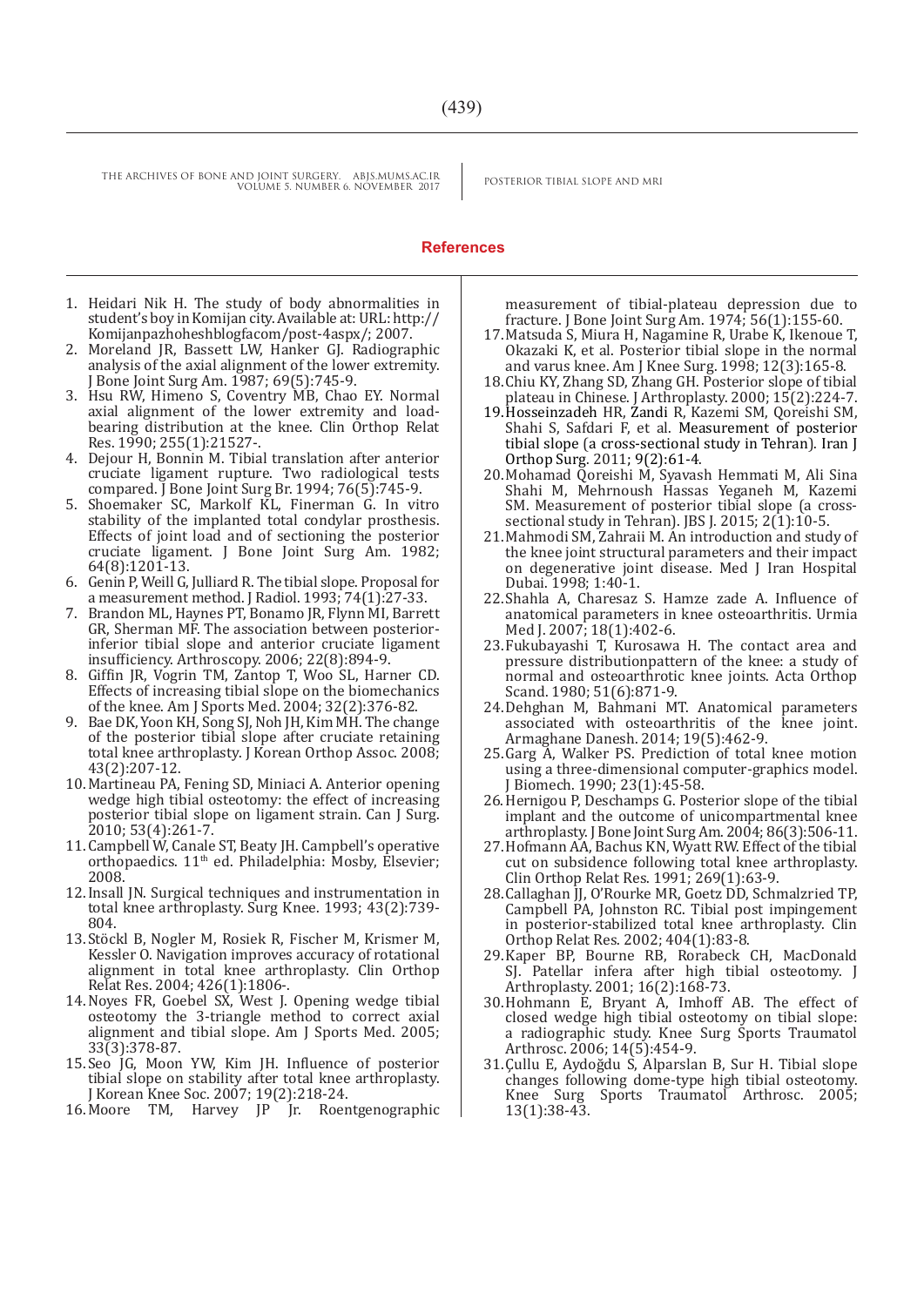## References

1. Heidari Nik H. The study of body abnormalities in student's boy in Komijan city. Available at: URL: http://Komijanpazhoheshblogfacom/post-4aspx/; 2007.
2. Moreland JR, Bassett LW, Hanker GJ. Radiographic analysis of the axial alignment of the lower extremity. J Bone Joint Surg Am. 1987; 69(5):745-9.
3. Hsu RW, Himeno S, Coventry MB, Chao EY. Normal axial alignment of the lower extremity and load-bearing distribution at the knee. Clin Orthop Relat Res. 1990; 255(1):21527-.
4. Dejour H, Bonnin M. Tibial translation after anterior cruciate ligament rupture. Two radiological tests compared. J Bone Joint Surg Br. 1994; 76(5):745-9.
5. Shoemaker SC, Markolf KL, Finerman G. In vitro stability of the implanted total condylar prosthesis. Effects of joint load and of sectioning the posterior cruciate ligament. J Bone Joint Surg Am. 1982; 64(8):1201-13.
6. Genin P, Weill G, Julliard R. The tibial slope. Proposal for a measurement method. J Radiol. 1993; 74(1):27-33.
7. Brandon ML, Haynes PT, Bonamo JR, Flynn MI, Barrett GR, Sherman MF. The association between posterior-inferior tibial slope and anterior cruciate ligament insufficiency. Arthroscopy. 2006; 22(8):894-9.
8. Giffin JR, Vogrin TM, Zantop T, Woo SL, Harner CD. Effects of increasing tibial slope on the biomechanics of the knee. Am J Sports Med. 2004; 32(2):376-82.
9. Bae DK, Yoon KH, Song SJ, Noh JH, Kim MH. The change of the posterior tibial slope after cruciate retaining total knee arthroplasty. J Korean Orthop Assoc. 2008; 43(2):207-12.
10. Martineau PA, Fening SD, Miniaci A. Anterior opening wedge high tibial osteotomy: the effect of increasing posterior tibial slope on ligament strain. Can J Surg. 2010; 53(4):261-7.
11. Campbell W, Canale ST, Beaty JH. Campbell's operative orthopaedics. 11th ed. Philadelphia: Mosby, Elsevier; 2008.
12. Insall JN. Surgical techniques and instrumentation in total knee arthroplasty. Surg Knee. 1993; 43(2):739-804.
13. Stöckl B, Nogler M, Rosiek R, Fischer M, Krismer M, Kessler O. Navigation improves accuracy of rotational alignment in total knee arthroplasty. Clin Orthop Relat Res. 2004; 426(1):1806-.
14. Noyes FR, Goebel SX, West J. Opening wedge tibial osteotomy the 3-triangle method to correct axial alignment and tibial slope. Am J Sports Med. 2005; 33(3):378-87.
15. Seo JG, Moon YW, Kim JH. Influence of posterior tibial slope on stability after total knee arthroplasty. J Korean Knee Soc. 2007; 19(2):218-24.
16. Moore TM, Harvey JP Jr. Roentgenographic measurement of tibial-plateau depression due to fracture. J Bone Joint Surg Am. 1974; 56(1):155-60.
17. Matsuda S, Miura H, Nagamine R, Urabe K, Ikenoue T, Okazaki K, et al. Posterior tibial slope in the normal and varus knee. Am J Knee Surg. 1998; 12(3):165-8.
18. Chiu KY, Zhang SD, Zhang GH. Posterior slope of tibial plateau in Chinese. J Arthroplasty. 2000; 15(2):224-7.
19. Hosseinzadeh HR, Zandi R, Kazemi SM, Qoreishi SM, Shahi S, Safdari F, et al. Measurement of posterior tibial slope (a cross-sectional study in Tehran). Iran J Orthop Surg. 2011; 9(2):61-4.
20. Mohamad Qoreishi M, Syavash Hemmati M, Ali Sina Shahi M, Mehrnoush Hassas Yeganeh M, Kazemi SM. Measurement of posterior tibial slope (a cross-sectional study in Tehran). JBS J. 2015; 2(1):10-5.
21. Mahmodi SM, Zahraii M. An introduction and study of the knee joint structural parameters and their impact on degenerative joint disease. Med J Iran Hospital Dubai. 1998; 1:40-1.
22. Shahla A, Charesaz S. Hamze zade A. Influence of anatomical parameters in knee osteoarthritis. Urmia Med J. 2007; 18(1):402-6.
23. Fukubayashi T, Kurosawa H. The contact area and pressure distributionpattern of the knee: a study of normal and osteoarthrotic knee joints. Acta Orthop Scand. 1980; 51(6):871-9.
24. Dehghan M, Bahmani MT. Anatomical parameters associated with osteoarthritis of the knee joint. Armaghane Danesh. 2014; 19(5):462-9.
25. Garg A, Walker PS. Prediction of total knee motion using a three-dimensional computer-graphics model. J Biomech. 1990; 23(1):45-58.
26. Hernigou P, Deschamps G. Posterior slope of the tibial implant and the outcome of unicompartmental knee arthroplasty. J Bone Joint Surg Am. 2004; 86(3):506-11.
27. Hofmann AA, Bachus KN, Wyatt RW. Effect of the tibial cut on subsidence following total knee arthroplasty. Clin Orthop Relat Res. 1991; 269(1):63-9.
28. Callaghan JJ, O'Rourke MR, Goetz DD, Schmalzried TP, Campbell PA, Johnston RC. Tibial post impingement in posterior-stabilized total knee arthroplasty. Clin Orthop Relat Res. 2002; 404(1):83-8.
29. Kaper BP, Bourne RB, Rorabeck CH, MacDonald SJ. Patellar infera after high tibial osteotomy. J Arthroplasty. 2001; 16(2):168-73.
30. Hohmann E, Bryant A, Imhoff AB. The effect of closed wedge high tibial osteotomy on tibial slope: a radiographic study. Knee Surg Sports Traumatol Arthrosc. 2006; 14(5):454-9.
31. Çullu E, Aydoğdu S, Alparslan B, Sur H. Tibial slope changes following dome-type high tibial osteotomy. Knee Surg Sports Traumatol Arthrosc. 2005; 13(1):38-43.